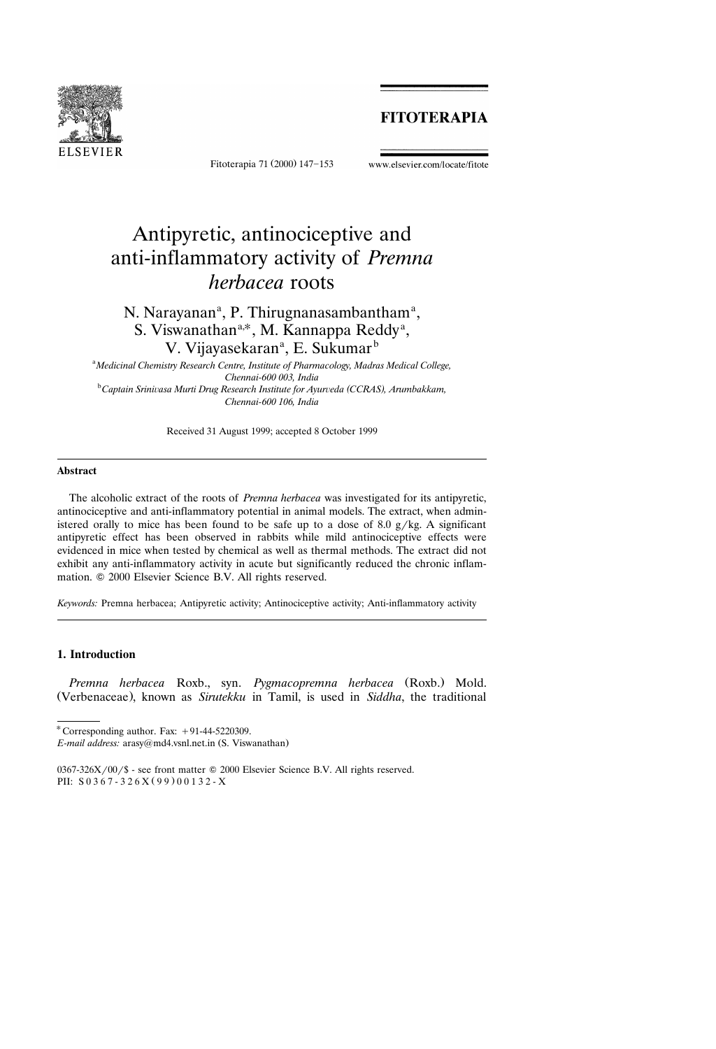# Antipyretic, antinociceptive and anti-inflammatory activity of *Premna herbacea* roots

N. Narayanan[a], P. Thirugnanasambantham[a], S. Viswanathan[a,*], M. Kannappa Reddy[a], V. Vijayasekaran[a], E. Sukumar[b]

[a] *Medicinal Chemistry Research Centre, Institute of Pharmacology, Madras Medical College, Chennai-600 003, India*

[b] *Captain Srinivasa Murti Drug Research Institute for Ayurveda (CCRAS), Arumbakkam, Chennai-600 106, India*

Received 31 August 1999; accepted 8 October 1999

## Abstract

The alcoholic extract of the roots of *Premna herbacea* was investigated for its antipyretic, antinociceptive and anti-inflammatory potential in animal models. The extract, when administered orally to mice has been found to be safe up to a dose of 8.0 g/kg. A significant antipyretic effect has been observed in rabbits while mild antinociceptive effects were evidenced in mice when tested by chemical as well as thermal methods. The extract did not exhibit any anti-inflammatory activity in acute but significantly reduced the chronic inflammation. © 2000 Elsevier Science B.V. All rights reserved.

*Keywords:* Premna herbacea; Antipyretic activity; Antinociceptive activity; Anti-inflammatory activity

## 1. Introduction

*Premna herbacea* Roxb., syn. *Pygmacopremna herbacea* (Roxb.) Mold. (Verbenaceae), known as *Sirutekku* in Tamil, is used in *Siddha*, the traditional

\* Corresponding author. Fax: +91-44-5220309.
*E-mail address:* arasy@md4.vsnl.net.in (S. Viswanathan)

0367-326X/00/$ - see front matter © 2000 Elsevier Science B.V. All rights reserved.
PII: S0367-326X(99)00132-X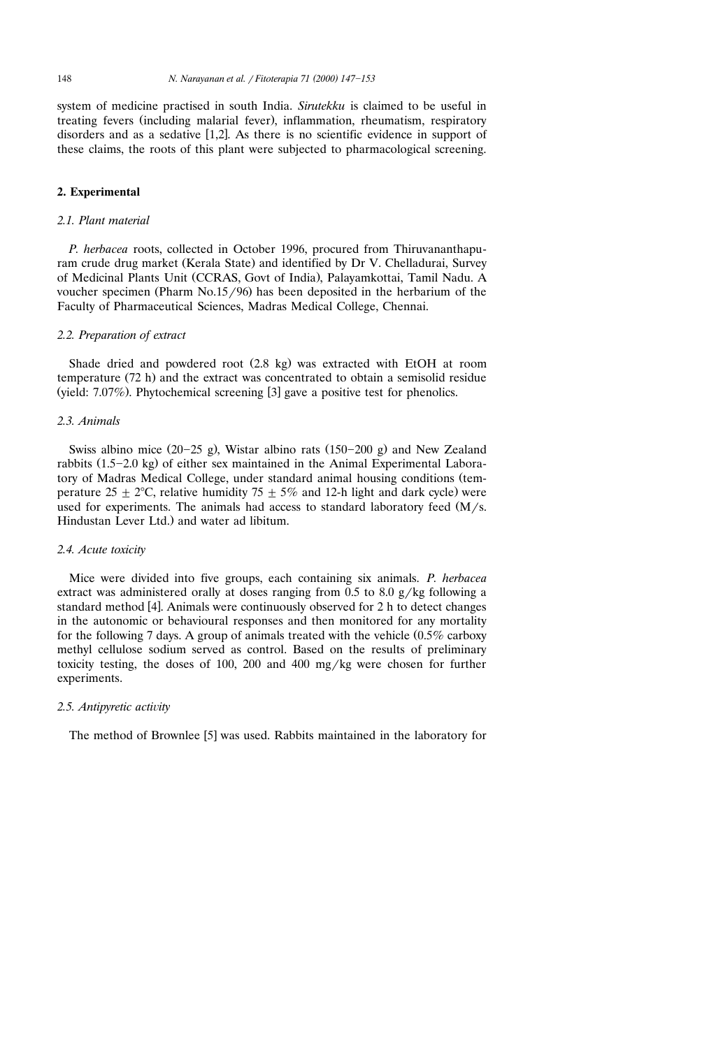system of medicine practised in south India. *Sirutekku* is claimed to be useful in treating fevers (including malarial fever), inflammation, rheumatism, respiratory disorders and as a sedative [1,2]. As there is no scientific evidence in support of these claims, the roots of this plant were subjected to pharmacological screening.

## 2. Experimental

### *2.1. Plant material*

*P. herbacea* roots, collected in October 1996, procured from Thiruvananthapuram crude drug market (Kerala State) and identified by Dr V. Chelladurai, Survey of Medicinal Plants Unit (CCRAS, Govt of India), Palayamkottai, Tamil Nadu. A voucher specimen (Pharm No.15/96) has been deposited in the herbarium of the Faculty of Pharmaceutical Sciences, Madras Medical College, Chennai.

### *2.2. Preparation of extract*

Shade dried and powdered root (2.8 kg) was extracted with EtOH at room temperature (72 h) and the extract was concentrated to obtain a semisolid residue (yield: 7.07%). Phytochemical screening [3] gave a positive test for phenolics.

### *2.3. Animals*

Swiss albino mice (20–25 g), Wistar albino rats (150–200 g) and New Zealand rabbits (1.5–2.0 kg) of either sex maintained in the Animal Experimental Laboratory of Madras Medical College, under standard animal housing conditions (temperature $25 \pm 2$°C, relative humidity $75 \pm 5$% and 12-h light and dark cycle) were used for experiments. The animals had access to standard laboratory feed (M/s. Hindustan Lever Ltd.) and water ad libitum.

### *2.4. Acute toxicity*

Mice were divided into five groups, each containing six animals. *P. herbacea* extract was administered orally at doses ranging from 0.5 to 8.0 g/kg following a standard method [4]. Animals were continuously observed for 2 h to detect changes in the autonomic or behavioural responses and then monitored for any mortality for the following 7 days. A group of animals treated with the vehicle (0.5% carboxy methyl cellulose sodium served as control. Based on the results of preliminary toxicity testing, the doses of 100, 200 and 400 mg/kg were chosen for further experiments.

### *2.5. Antipyretic activity*

The method of Brownlee [5] was used. Rabbits maintained in the laboratory for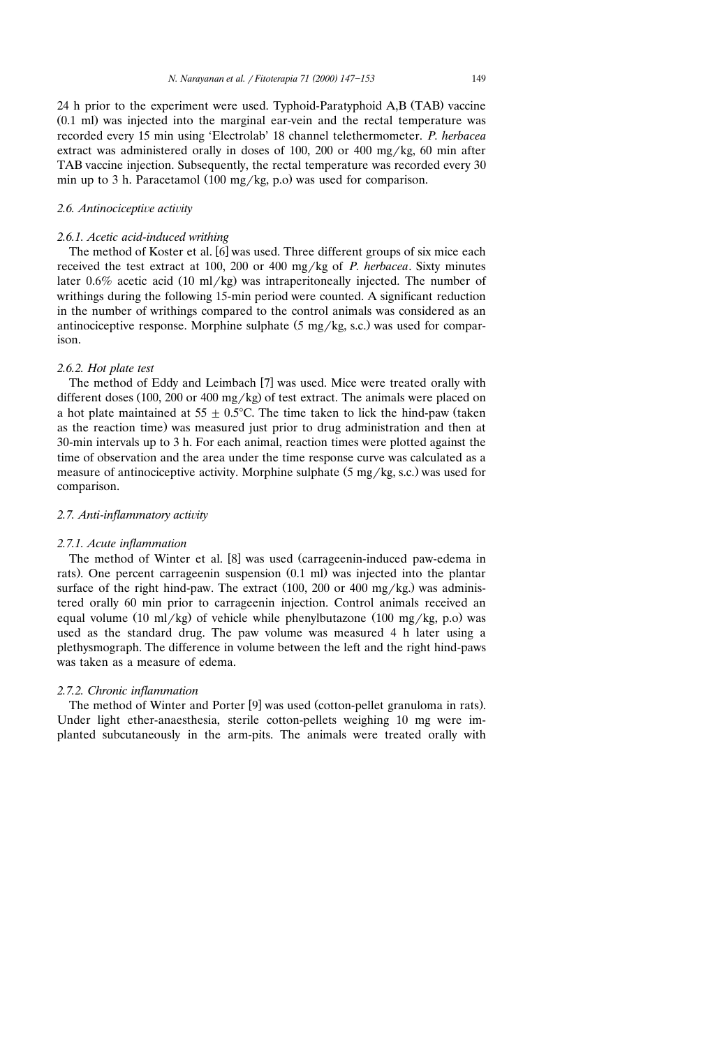24 h prior to the experiment were used. Typhoid-Paratyphoid A,B (TAB) vaccine (0.1 ml) was injected into the marginal ear-vein and the rectal temperature was recorded every 15 min using 'Electrolab' 18 channel telethermometer. *P. herbacea* extract was administered orally in doses of 100, 200 or 400 mg/kg, 60 min after TAB vaccine injection. Subsequently, the rectal temperature was recorded every 30 min up to 3 h. Paracetamol (100 mg/kg, p.o) was used for comparison.

### 2.6. Antinociceptive activity

#### 2.6.1. Acetic acid-induced writhing

The method of Koster et al. [6] was used. Three different groups of six mice each received the test extract at 100, 200 or 400 mg/kg of *P. herbacea*. Sixty minutes later 0.6% acetic acid (10 ml/kg) was intraperitoneally injected. The number of writhings during the following 15-min period were counted. A significant reduction in the number of writhings compared to the control animals was considered as an antinociceptive response. Morphine sulphate (5 mg/kg, s.c.) was used for comparison.

#### 2.6.2. Hot plate test

The method of Eddy and Leimbach [7] was used. Mice were treated orally with different doses (100, 200 or 400 mg/kg) of test extract. The animals were placed on a hot plate maintained at $55 \pm 0.5$°C. The time taken to lick the hind-paw (taken as the reaction time) was measured just prior to drug administration and then at 30-min intervals up to 3 h. For each animal, reaction times were plotted against the time of observation and the area under the time response curve was calculated as a measure of antinociceptive activity. Morphine sulphate (5 mg/kg, s.c.) was used for comparison.

### 2.7. Anti-inflammatory activity

#### 2.7.1. Acute inflammation

The method of Winter et al. [8] was used (carrageenin-induced paw-edema in rats). One percent carrageenin suspension (0.1 ml) was injected into the plantar surface of the right hind-paw. The extract (100, 200 or 400 mg/kg.) was administered orally 60 min prior to carrageenin injection. Control animals received an equal volume (10 ml/kg) of vehicle while phenylbutazone (100 mg/kg, p.o) was used as the standard drug. The paw volume was measured 4 h later using a plethysmograph. The difference in volume between the left and the right hind-paws was taken as a measure of edema.

#### 2.7.2. Chronic inflammation

The method of Winter and Porter [9] was used (cotton-pellet granuloma in rats). Under light ether-anaesthesia, sterile cotton-pellets weighing 10 mg were implanted subcutaneously in the arm-pits. The animals were treated orally with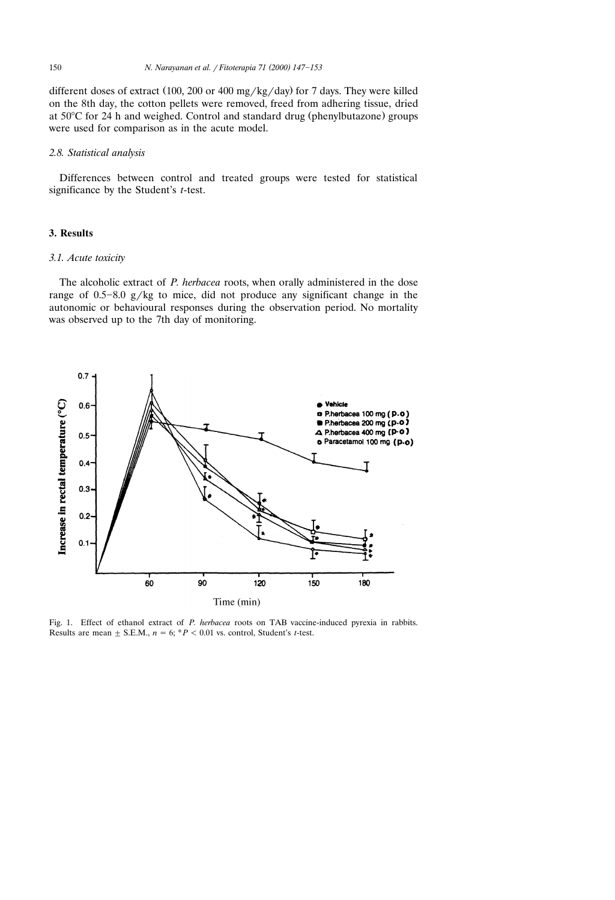different doses of extract (100, 200 or 400 mg/kg/day) for 7 days. They were killed on the 8th day, the cotton pellets were removed, freed from adhering tissue, dried at 50°C for 24 h and weighed. Control and standard drug (phenylbutazone) groups were used for comparison as in the acute model.

### 2.8. Statistical analysis

Differences between control and treated groups were tested for statistical significance by the Student's *t*-test.

## 3. Results

### 3.1. Acute toxicity

The alcoholic extract of *P. herbacea* roots, when orally administered in the dose range of 0.5–8.0 g/kg to mice, did not produce any significant change in the autonomic or behavioural responses during the observation period. No mortality was observed up to the 7th day of monitoring.

Fig. 1. Effect of ethanol extract of *P. herbacea* roots on TAB vaccine-induced pyrexia in rabbits. Results are mean ± S.E.M., $n = 6$; $^{*}P < 0.01$ vs. control, Student's *t*-test.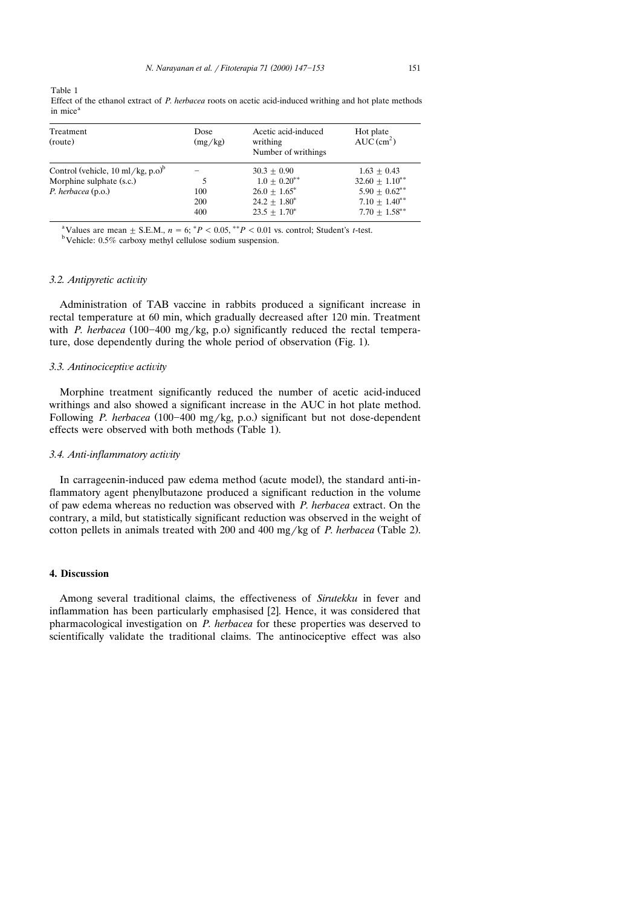Table 1
Effect of the ethanol extract of *P. herbacea* roots on acetic acid-induced writhing and hot plate methods in mice[a]

| Treatment (route) | Dose (mg/kg) | Acetic acid-induced writhing Number of writhings | Hot plate AUC ($cm^2$) |
|---|---|---|---|
| Control (vehicle, 10 ml/kg, p.o)[b] | – | $30.3 \pm 0.90$ | $1.63 \pm 0.43$ |
| Morphine sulphate (s.c.) | 5 | $1.0 \pm 0.20^{**}$ | $32.60 \pm 1.10^{**}$ |
| *P. herbacea* (p.o.) | 100 | $26.0 \pm 1.65^{*}$ | $5.90 \pm 0.62^{**}$ |
| | 200 | $24.2 \pm 1.80^{*}$ | $7.10 \pm 1.40^{**}$ |
| | 400 | $23.5 \pm 1.70^{*}$ | $7.70 \pm 1.58^{**}$ |

[a] Values are mean ± S.E.M., $n = 6$; $^{*}P < 0.05$, $^{**}P < 0.01$ vs. control; Student's *t*-test.
[b] Vehicle: 0.5% carboxy methyl cellulose sodium suspension.

### 3.2. Antipyretic activity

Administration of TAB vaccine in rabbits produced a significant increase in rectal temperature at 60 min, which gradually decreased after 120 min. Treatment with *P. herbacea* (100–400 mg/kg, p.o) significantly reduced the rectal temperature, dose dependently during the whole period of observation (Fig. 1).

### 3.3. Antinociceptive activity

Morphine treatment significantly reduced the number of acetic acid-induced writhings and also showed a significant increase in the AUC in hot plate method. Following *P. herbacea* (100–400 mg/kg, p.o.) significant but not dose-dependent effects were observed with both methods (Table 1).

### 3.4. Anti-inflammatory activity

In carrageenin-induced paw edema method (acute model), the standard anti-inflammatory agent phenylbutazone produced a significant reduction in the volume of paw edema whereas no reduction was observed with *P. herbacea* extract. On the contrary, a mild, but statistically significant reduction was observed in the weight of cotton pellets in animals treated with 200 and 400 mg/kg of *P. herbacea* (Table 2).

## 4. Discussion

Among several traditional claims, the effectiveness of *Sirutekku* in fever and inflammation has been particularly emphasised [2]. Hence, it was considered that pharmacological investigation on *P. herbacea* for these properties was deserved to scientifically validate the traditional claims. The antinociceptive effect was also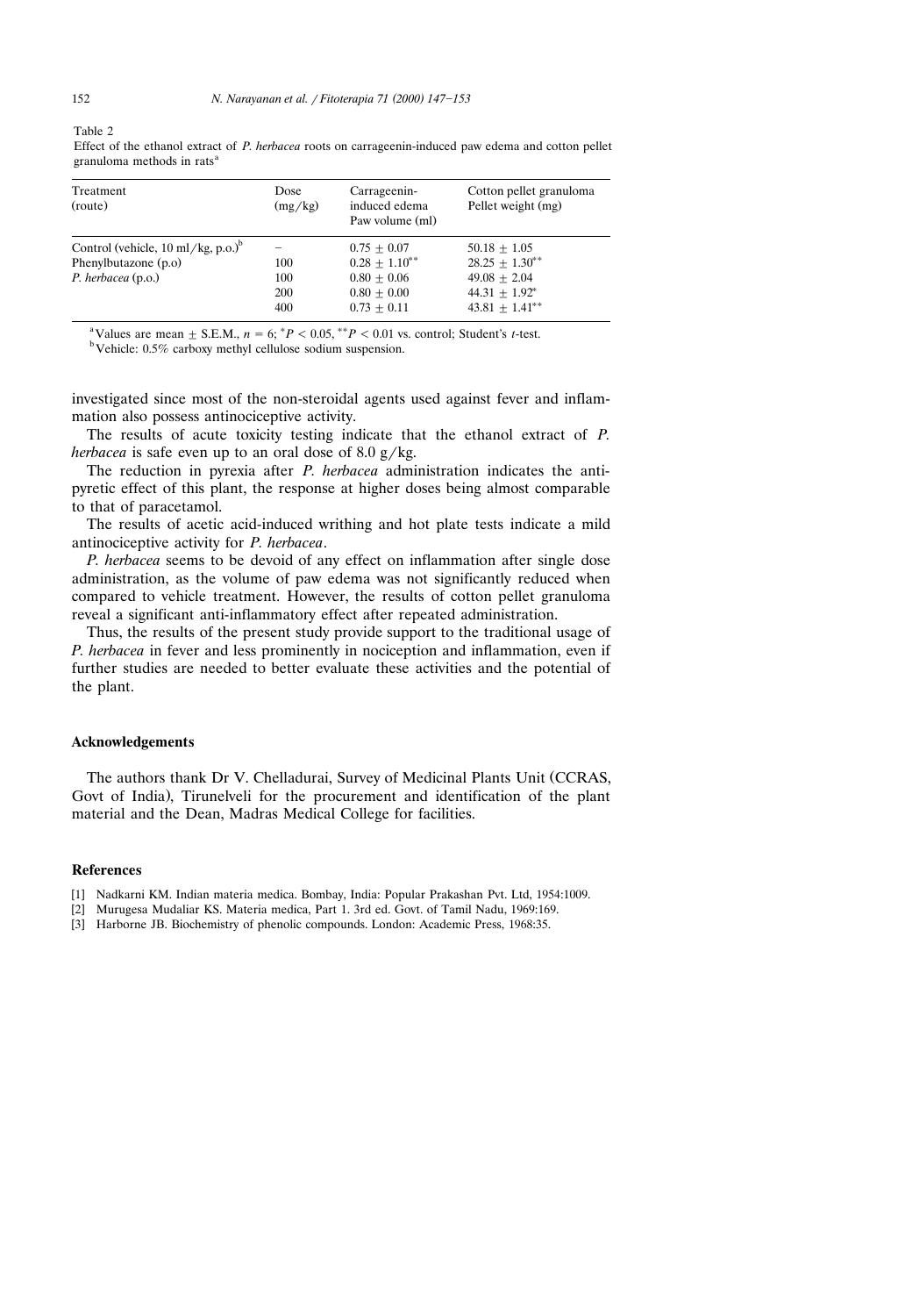Table 2

Effect of the ethanol extract of *P. herbacea* roots on carrageenin-induced paw edema and cotton pellet granuloma methods in rats[a]

| Treatment (route) | Dose (mg/kg) | Carrageenin-induced edema Paw volume (ml) | Cotton pellet granuloma Pellet weight (mg) |
|---|---|---|---|
| Control (vehicle, 10 ml/kg, p.o.)[b] | – | $0.75 \pm 0.07$ | $50.18 \pm 1.05$ |
| Phenylbutazone (p.o) | 100 | $0.28 \pm 1.10^{**}$ | $28.25 \pm 1.30^{**}$ |
| *P. herbacea* (p.o.) | 100 | $0.80 \pm 0.06$ | $49.08 \pm 2.04$ |
| | 200 | $0.80 \pm 0.00$ | $44.31 \pm 1.92^{*}$ |
| | 400 | $0.73 \pm 0.11$ | $43.81 \pm 1.41^{**}$ |

[a] Values are mean ± S.E.M., $n = 6$; $^{*}P < 0.05$, $^{**}P < 0.01$ vs. control; Student's *t*-test.

[b] Vehicle: 0.5% carboxy methyl cellulose sodium suspension.

investigated since most of the non-steroidal agents used against fever and inflammation also possess antinociceptive activity.

The results of acute toxicity testing indicate that the ethanol extract of *P. herbacea* is safe even up to an oral dose of 8.0 g/kg.

The reduction in pyrexia after *P. herbacea* administration indicates the antipyretic effect of this plant, the response at higher doses being almost comparable to that of paracetamol.

The results of acetic acid-induced writhing and hot plate tests indicate a mild antinociceptive activity for *P. herbacea*.

*P. herbacea* seems to be devoid of any effect on inflammation after single dose administration, as the volume of paw edema was not significantly reduced when compared to vehicle treatment. However, the results of cotton pellet granuloma reveal a significant anti-inflammatory effect after repeated administration.

Thus, the results of the present study provide support to the traditional usage of *P. herbacea* in fever and less prominently in nociception and inflammation, even if further studies are needed to better evaluate these activities and the potential of the plant.

## Acknowledgements

The authors thank Dr V. Chelladurai, Survey of Medicinal Plants Unit (CCRAS, Govt of India), Tirunelveli for the procurement and identification of the plant material and the Dean, Madras Medical College for facilities.

## References

[1] Nadkarni KM. Indian materia medica. Bombay, India: Popular Prakashan Pvt. Ltd, 1954:1009.

[2] Murugesa Mudaliar KS. Materia medica, Part 1. 3rd ed. Govt. of Tamil Nadu, 1969:169.

[3] Harborne JB. Biochemistry of phenolic compounds. London: Academic Press, 1968:35.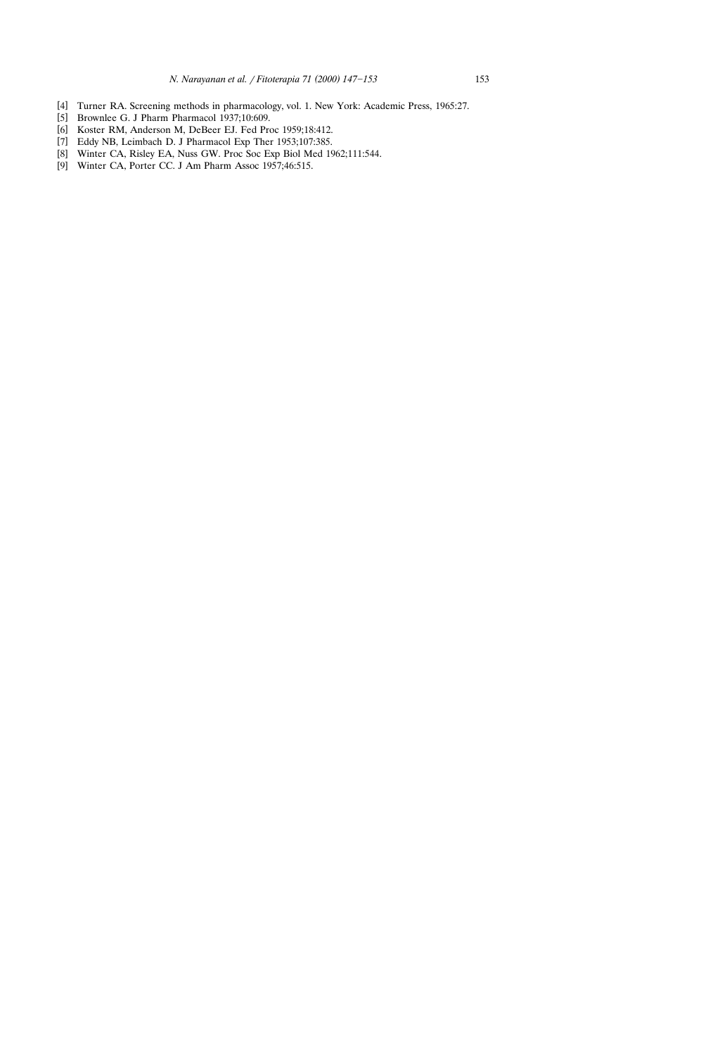[4] Turner RA. Screening methods in pharmacology, vol. 1. New York: Academic Press, 1965:27.
[5] Brownlee G. J Pharm Pharmacol 1937;10:609.
[6] Koster RM, Anderson M, DeBeer EJ. Fed Proc 1959;18:412.
[7] Eddy NB, Leimbach D. J Pharmacol Exp Ther 1953;107:385.
[8] Winter CA, Risley EA, Nuss GW. Proc Soc Exp Biol Med 1962;111:544.
[9] Winter CA, Porter CC. J Am Pharm Assoc 1957;46:515.